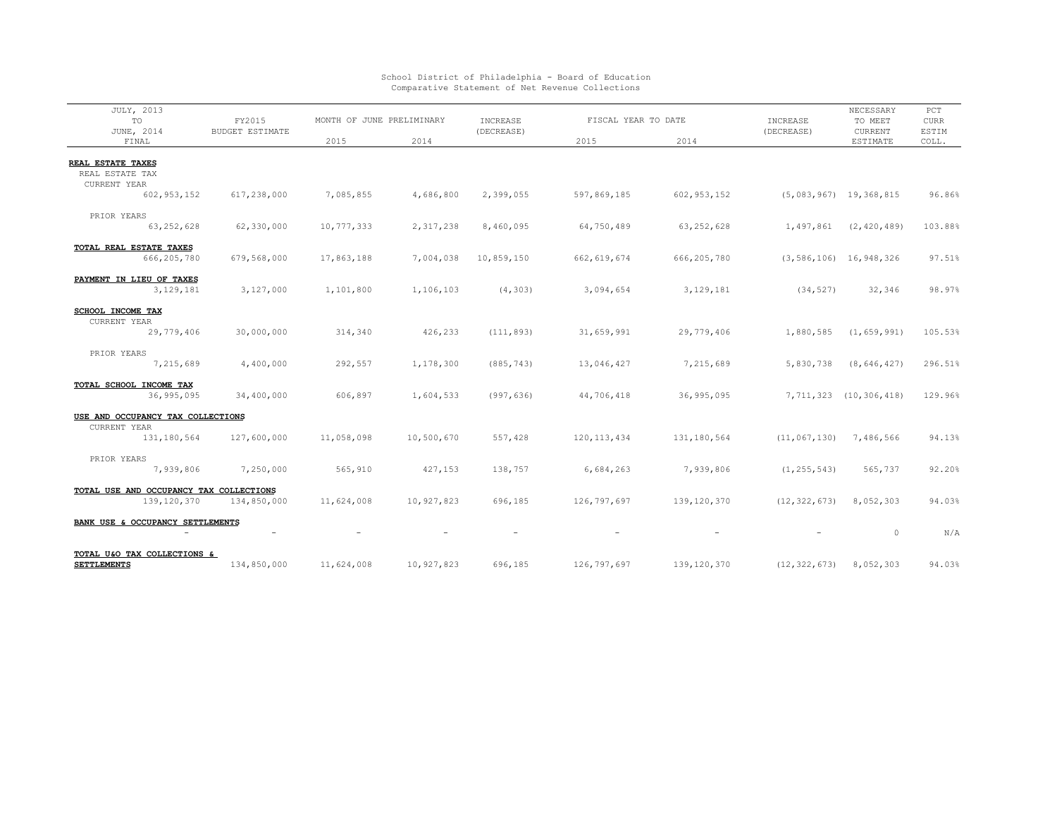School District of Philadelphia - Board of Education
Comparative Statement of Net Revenue Collections

| JULY, 2013 TO JUNE, 2014 FINAL | FY2015 BUDGET ESTIMATE | MONTH OF JUNE PRELIMINARY | | INCREASE (DECREASE) | FISCAL YEAR TO DATE | | INCREASE (DECREASE) | NECESSARY TO MEET CURRENT ESTIMATE | PCT CURR ESTIM COLL. |
|---|---|---|---|---|---|---|---|---|---|
| | | 2015 | 2014 | | 2015 | 2014 | | | |
| **REAL ESTATE TAXES** | | | | | | | | | |
| REAL ESTATE TAX | | | | | | | | | |
| CURRENT YEAR | | | | | | | | | |
| 602,953,152 | 617,238,000 | 7,085,855 | 4,686,800 | 2,399,055 | 597,869,185 | 602,953,152 | (5,083,967) | 19,368,815 | 96.86% |
| PRIOR YEARS | | | | | | | | | |
| 63,252,628 | 62,330,000 | 10,777,333 | 2,317,238 | 8,460,095 | 64,750,489 | 63,252,628 | 1,497,861 | (2,420,489) | 103.88% |
| **TOTAL REAL ESTATE TAXES** | | | | | | | | | |
| 666,205,780 | 679,568,000 | 17,863,188 | 7,004,038 | 10,859,150 | 662,619,674 | 666,205,780 | (3,586,106) | 16,948,326 | 97.51% |
| **PAYMENT IN LIEU OF TAXES** | | | | | | | | | |
| 3,129,181 | 3,127,000 | 1,101,800 | 1,106,103 | (4,303) | 3,094,654 | 3,129,181 | (34,527) | 32,346 | 98.97% |
| **SCHOOL INCOME TAX** | | | | | | | | | |
| CURRENT YEAR | | | | | | | | | |
| 29,779,406 | 30,000,000 | 314,340 | 426,233 | (111,893) | 31,659,991 | 29,779,406 | 1,880,585 | (1,659,991) | 105.53% |
| PRIOR YEARS | | | | | | | | | |
| 7,215,689 | 4,400,000 | 292,557 | 1,178,300 | (885,743) | 13,046,427 | 7,215,689 | 5,830,738 | (8,646,427) | 296.51% |
| **TOTAL SCHOOL INCOME TAX** | | | | | | | | | |
| 36,995,095 | 34,400,000 | 606,897 | 1,604,533 | (997,636) | 44,706,418 | 36,995,095 | 7,711,323 | (10,306,418) | 129.96% |
| **USE AND OCCUPANCY TAX COLLECTIONS** | | | | | | | | | |
| CURRENT YEAR | | | | | | | | | |
| 131,180,564 | 127,600,000 | 11,058,098 | 10,500,670 | 557,428 | 120,113,434 | 131,180,564 | (11,067,130) | 7,486,566 | 94.13% |
| PRIOR YEARS | | | | | | | | | |
| 7,939,806 | 7,250,000 | 565,910 | 427,153 | 138,757 | 6,684,263 | 7,939,806 | (1,255,543) | 565,737 | 92.20% |
| **TOTAL USE AND OCCUPANCY TAX COLLECTIONS** | | | | | | | | | |
| 139,120,370 | 134,850,000 | 11,624,008 | 10,927,823 | 696,185 | 126,797,697 | 139,120,370 | (12,322,673) | 8,052,303 | 94.03% |
| **BANK USE & OCCUPANCY SETTLEMENTS** | | | | | | | | | |
| - | - | - | - | - | - | - | - | 0 | N/A |
| **TOTAL U&O TAX COLLECTIONS & SETTLEMENTS** | 134,850,000 | 11,624,008 | 10,927,823 | 696,185 | 126,797,697 | 139,120,370 | (12,322,673) | 8,052,303 | 94.03% |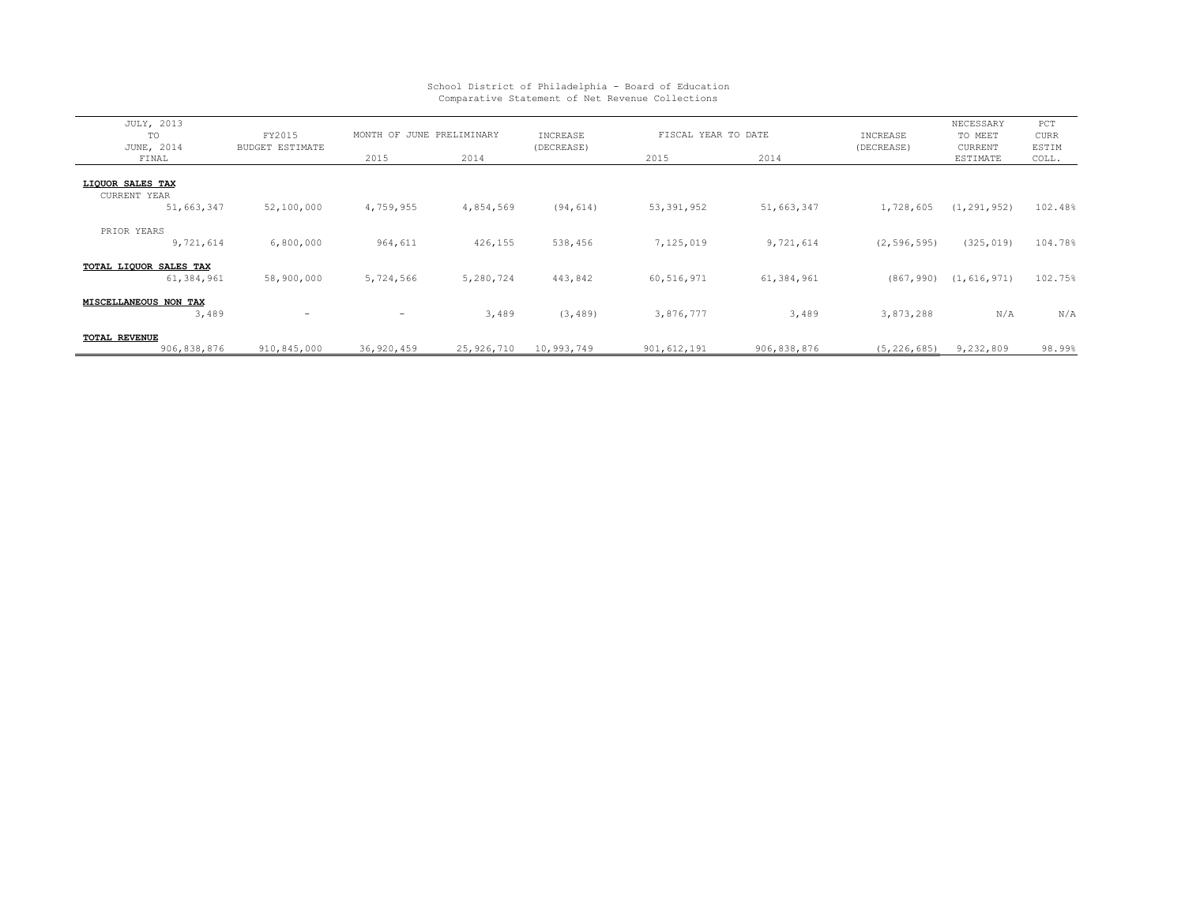School District of Philadelphia - Board of Education
Comparative Statement of Net Revenue Collections

| JULY, 2013 TO JUNE, 2014 FINAL | FY2015 BUDGET ESTIMATE | MONTH OF JUNE PRELIMINARY 2015 | 2014 | INCREASE (DECREASE) | FISCAL YEAR TO DATE 2015 | 2014 | INCREASE (DECREASE) | NECESSARY TO MEET CURRENT ESTIMATE | PCT CURR ESTIM COLL. |
|---|---|---|---|---|---|---|---|---|---|
| **LIQUOR SALES TAX** | | | | | | | | | |
| CURRENT YEAR | | | | | | | | | |
| 51,663,347 | 52,100,000 | 4,759,955 | 4,854,569 | (94,614) | 53,391,952 | 51,663,347 | 1,728,605 | (1,291,952) | 102.48% |
| PRIOR YEARS | | | | | | | | | |
| 9,721,614 | 6,800,000 | 964,611 | 426,155 | 538,456 | 7,125,019 | 9,721,614 | (2,596,595) | (325,019) | 104.78% |
| **TOTAL LIQUOR SALES TAX** | | | | | | | | | |
| 61,384,961 | 58,900,000 | 5,724,566 | 5,280,724 | 443,842 | 60,516,971 | 61,384,961 | (867,990) | (1,616,971) | 102.75% |
| **MISCELLANEOUS NON TAX** | | | | | | | | | |
| 3,489 | - | - | 3,489 | (3,489) | 3,876,777 | 3,489 | 3,873,288 | N/A | N/A |
| **TOTAL REVENUE** | | | | | | | | | |
| 906,838,876 | 910,845,000 | 36,920,459 | 25,926,710 | 10,993,749 | 901,612,191 | 906,838,876 | (5,226,685) | 9,232,809 | 98.99% |